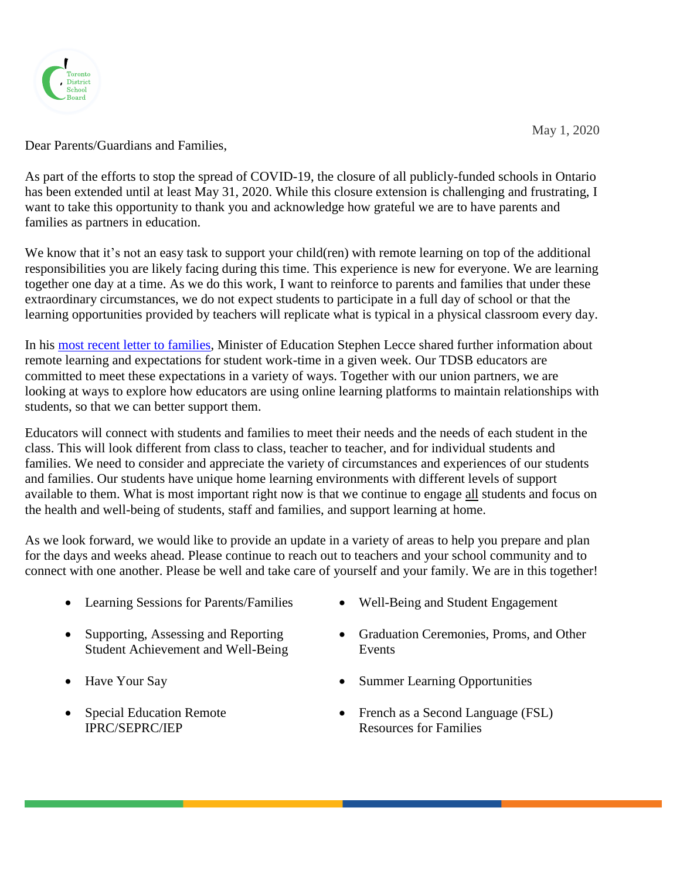May 1, 2020

Dear Parents/Guardians and Families,

As part of the efforts to stop the spread of COVID-19, the closure of all publicly-funded schools in Ontario has been extended until at least May 31, 2020. While this closure extension is challenging and frustrating, I want to take this opportunity to thank you and acknowledge how grateful we are to have parents and families as partners in education.

We know that it's not an easy task to support your child(ren) with remote learning on top of the additional responsibilities you are likely facing during this time. This experience is new for everyone. We are learning together one day at a time. As we do this work, I want to reinforce to parents and families that under these extraordinary circumstances, we do not expect students to participate in a full day of school or that the learning opportunities provided by teachers will replicate what is typical in a physical classroom every day.

In his [most recent letter to families](), Minister of Education Stephen Lecce shared further information about remote learning and expectations for student work-time in a given week. Our TDSB educators are committed to meet these expectations in a variety of ways. Together with our union partners, we are looking at ways to explore how educators are using online learning platforms to maintain relationships with students, so that we can better support them.

Educators will connect with students and families to meet their needs and the needs of each student in the class. This will look different from class to class, teacher to teacher, and for individual students and families. We need to consider and appreciate the variety of circumstances and experiences of our students and families. Our students have unique home learning environments with different levels of support available to them. What is most important right now is that we continue to engage <u>all</u> students and focus on the health and well-being of students, staff and families, and support learning at home.

As we look forward, we would like to provide an update in a variety of areas to help you prepare and plan for the days and weeks ahead. Please continue to reach out to teachers and your school community and to connect with one another. Please be well and take care of yourself and your family. We are in this together!

- Learning Sessions for Parents/Families
- Supporting, Assessing and Reporting Student Achievement and Well-Being
- Have Your Say
- Special Education Remote IPRC/SEPRC/IEP
- Well-Being and Student Engagement
- Graduation Ceremonies, Proms, and Other Events
- Summer Learning Opportunities
- French as a Second Language (FSL) Resources for Families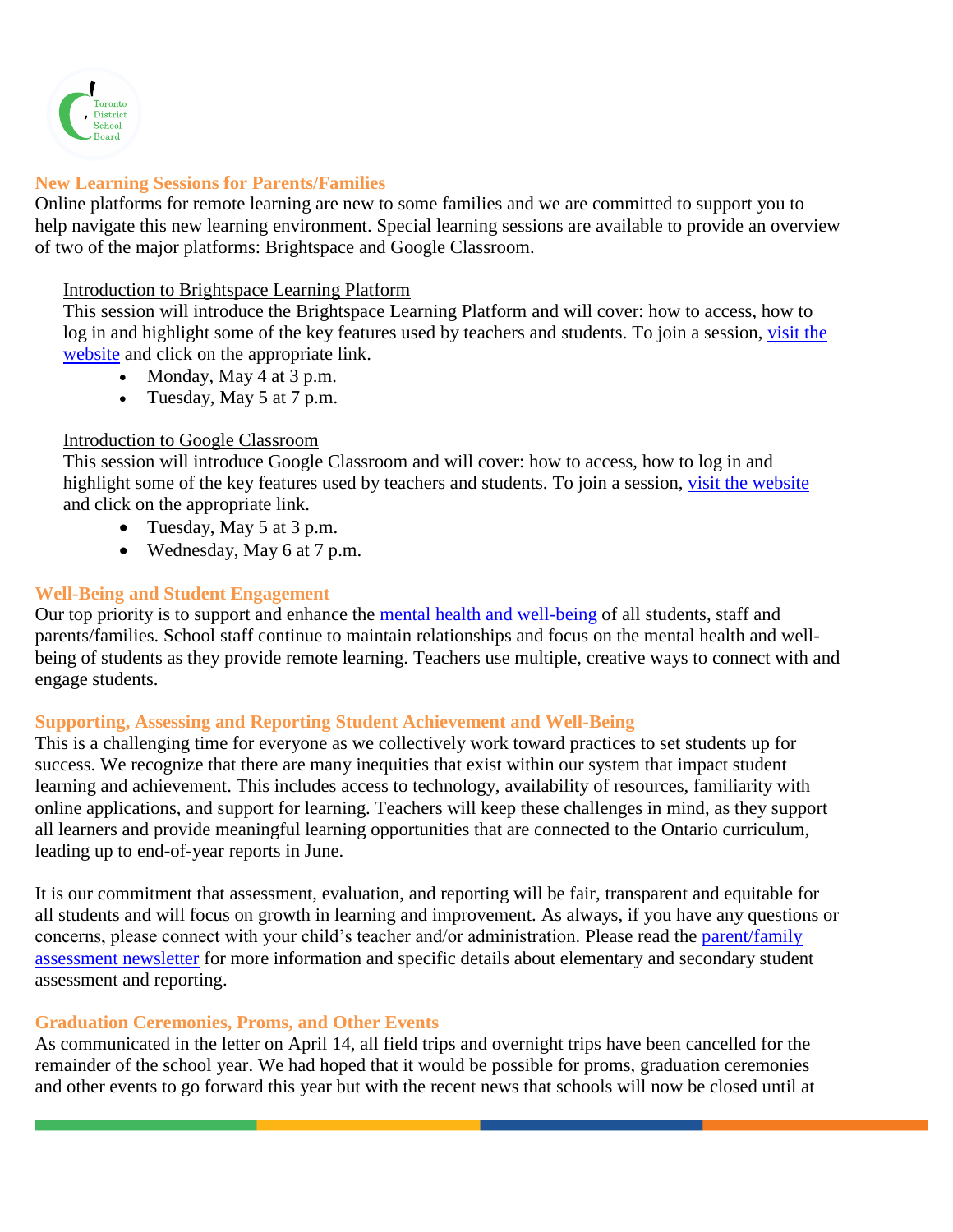## New Learning Sessions for Parents/Families

Online platforms for remote learning are new to some families and we are committed to support you to help navigate this new learning environment. Special learning sessions are available to provide an overview of two of the major platforms: Brightspace and Google Classroom.

Introduction to Brightspace Learning Platform

This session will introduce the Brightspace Learning Platform and will cover: how to access, how to log in and highlight some of the key features used by teachers and students. To join a session, visit the website and click on the appropriate link.

- Monday, May 4 at 3 p.m.
- Tuesday, May 5 at 7 p.m.

Introduction to Google Classroom

This session will introduce Google Classroom and will cover: how to access, how to log in and highlight some of the key features used by teachers and students. To join a session, visit the website and click on the appropriate link.

- Tuesday, May 5 at 3 p.m.
- Wednesday, May 6 at 7 p.m.

## Well-Being and Student Engagement

Our top priority is to support and enhance the mental health and well-being of all students, staff and parents/families. School staff continue to maintain relationships and focus on the mental health and well-being of students as they provide remote learning. Teachers use multiple, creative ways to connect with and engage students.

## Supporting, Assessing and Reporting Student Achievement and Well-Being

This is a challenging time for everyone as we collectively work toward practices to set students up for success. We recognize that there are many inequities that exist within our system that impact student learning and achievement. This includes access to technology, availability of resources, familiarity with online applications, and support for learning. Teachers will keep these challenges in mind, as they support all learners and provide meaningful learning opportunities that are connected to the Ontario curriculum, leading up to end-of-year reports in June.

It is our commitment that assessment, evaluation, and reporting will be fair, transparent and equitable for all students and will focus on growth in learning and improvement. As always, if you have any questions or concerns, please connect with your child's teacher and/or administration. Please read the parent/family assessment newsletter for more information and specific details about elementary and secondary student assessment and reporting.

## Graduation Ceremonies, Proms, and Other Events

As communicated in the letter on April 14, all field trips and overnight trips have been cancelled for the remainder of the school year. We had hoped that it would be possible for proms, graduation ceremonies and other events to go forward this year but with the recent news that schools will now be closed until at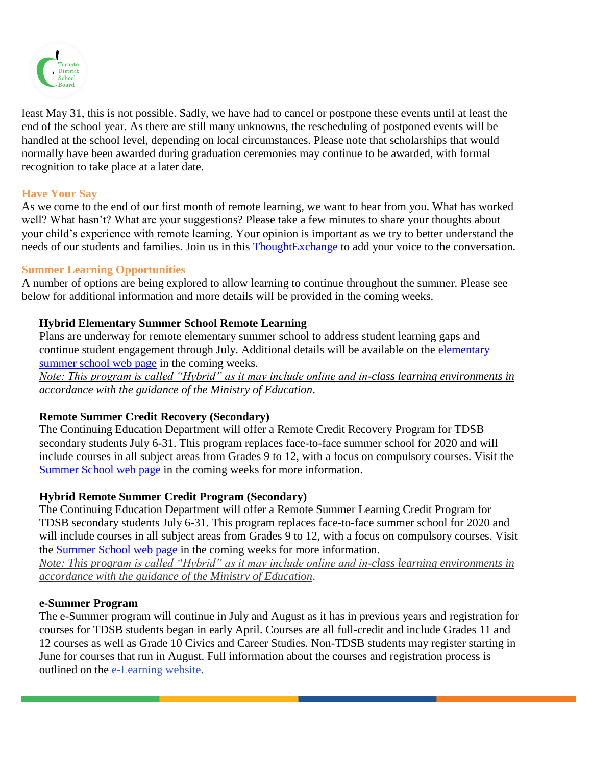least May 31, this is not possible. Sadly, we have had to cancel or postpone these events until at least the end of the school year. As there are still many unknowns, the rescheduling of postponed events will be handled at the school level, depending on local circumstances. Please note that scholarships that would normally have been awarded during graduation ceremonies may continue to be awarded, with formal recognition to take place at a later date.

## Have Your Say

As we come to the end of our first month of remote learning, we want to hear from you. What has worked well? What hasn't? What are your suggestions? Please take a few minutes to share your thoughts about your child's experience with remote learning. Your opinion is important as we try to better understand the needs of our students and families. Join us in this ThoughtExchange to add your voice to the conversation.

## Summer Learning Opportunities

A number of options are being explored to allow learning to continue throughout the summer. Please see below for additional information and more details will be provided in the coming weeks.

### Hybrid Elementary Summer School Remote Learning

Plans are underway for remote elementary summer school to address student learning gaps and continue student engagement through July. Additional details will be available on the elementary summer school web page in the coming weeks.

*Note: This program is called "Hybrid" as it may include online and in-class learning environments in accordance with the guidance of the Ministry of Education*.

### Remote Summer Credit Recovery (Secondary)

The Continuing Education Department will offer a Remote Credit Recovery Program for TDSB secondary students July 6-31. This program replaces face-to-face summer school for 2020 and will include courses in all subject areas from Grades 9 to 12, with a focus on compulsory courses. Visit the Summer School web page in the coming weeks for more information.

### Hybrid Remote Summer Credit Program (Secondary)

The Continuing Education Department will offer a Remote Summer Learning Credit Program for TDSB secondary students July 6-31. This program replaces face-to-face summer school for 2020 and will include courses in all subject areas from Grades 9 to 12, with a focus on compulsory courses. Visit the Summer School web page in the coming weeks for more information.

*Note: This program is called "Hybrid" as it may include online and in-class learning environments in accordance with the guidance of the Ministry of Education*.

### e-Summer Program

The e-Summer program will continue in July and August as it has in previous years and registration for courses for TDSB students began in early April. Courses are all full-credit and include Grades 11 and 12 courses as well as Grade 10 Civics and Career Studies. Non-TDSB students may register starting in June for courses that run in August. Full information about the courses and registration process is outlined on the e-Learning website.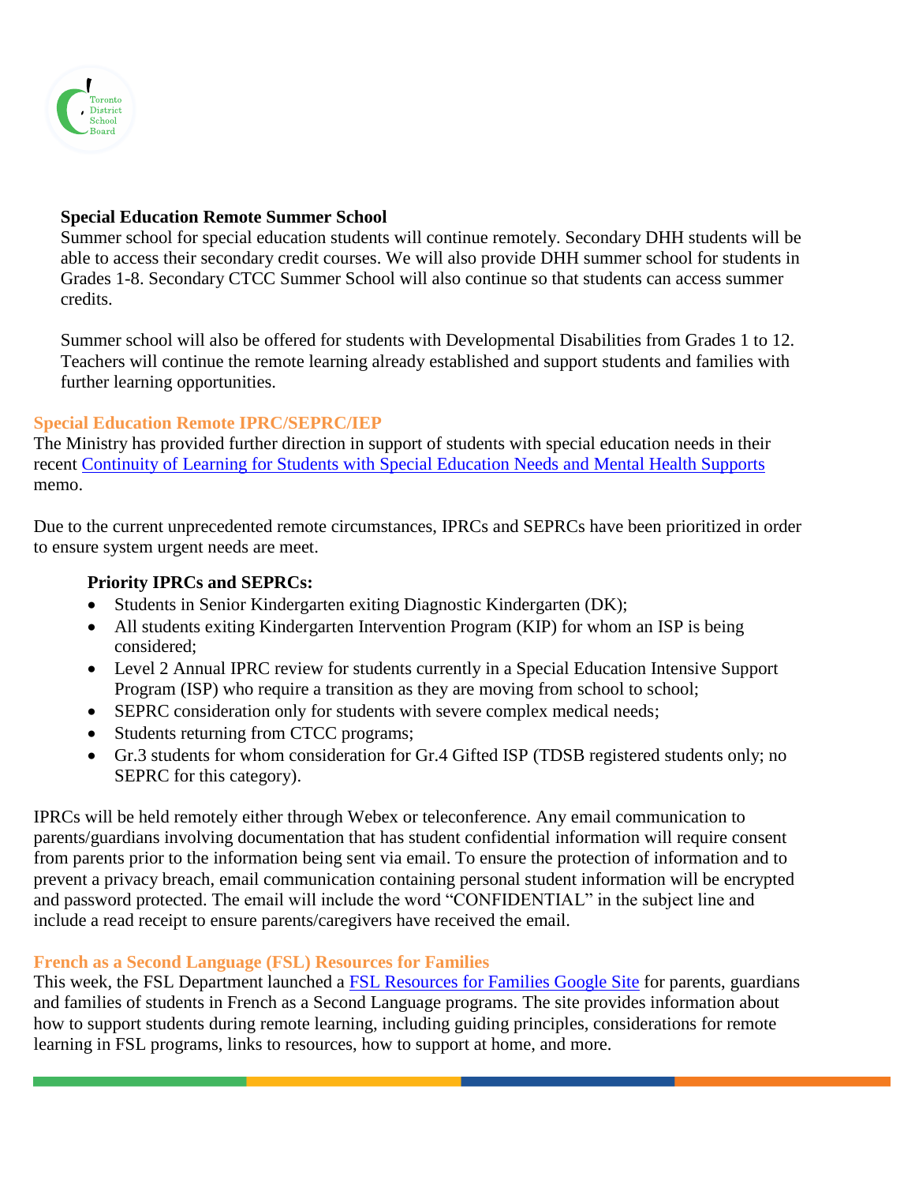**Special Education Remote Summer School**

Summer school for special education students will continue remotely. Secondary DHH students will be able to access their secondary credit courses. We will also provide DHH summer school for students in Grades 1-8. Secondary CTCC Summer School will also continue so that students can access summer credits.

Summer school will also be offered for students with Developmental Disabilities from Grades 1 to 12. Teachers will continue the remote learning already established and support students and families with further learning opportunities.

## Special Education Remote IPRC/SEPRC/IEP

The Ministry has provided further direction in support of students with special education needs in their recent [Continuity of Learning for Students with Special Education Needs and Mental Health Supports]() memo.

Due to the current unprecedented remote circumstances, IPRCs and SEPRCs have been prioritized in order to ensure system urgent needs are meet.

**Priority IPRCs and SEPRCs:**

- Students in Senior Kindergarten exiting Diagnostic Kindergarten (DK);
- All students exiting Kindergarten Intervention Program (KIP) for whom an ISP is being considered;
- Level 2 Annual IPRC review for students currently in a Special Education Intensive Support Program (ISP) who require a transition as they are moving from school to school;
- SEPRC consideration only for students with severe complex medical needs;
- Students returning from CTCC programs;
- Gr.3 students for whom consideration for Gr.4 Gifted ISP (TDSB registered students only; no SEPRC for this category).

IPRCs will be held remotely either through Webex or teleconference. Any email communication to parents/guardians involving documentation that has student confidential information will require consent from parents prior to the information being sent via email. To ensure the protection of information and to prevent a privacy breach, email communication containing personal student information will be encrypted and password protected. The email will include the word "CONFIDENTIAL" in the subject line and include a read receipt to ensure parents/caregivers have received the email.

## French as a Second Language (FSL) Resources for Families

This week, the FSL Department launched a [FSL Resources for Families Google Site]() for parents, guardians and families of students in French as a Second Language programs. The site provides information about how to support students during remote learning, including guiding principles, considerations for remote learning in FSL programs, links to resources, how to support at home, and more.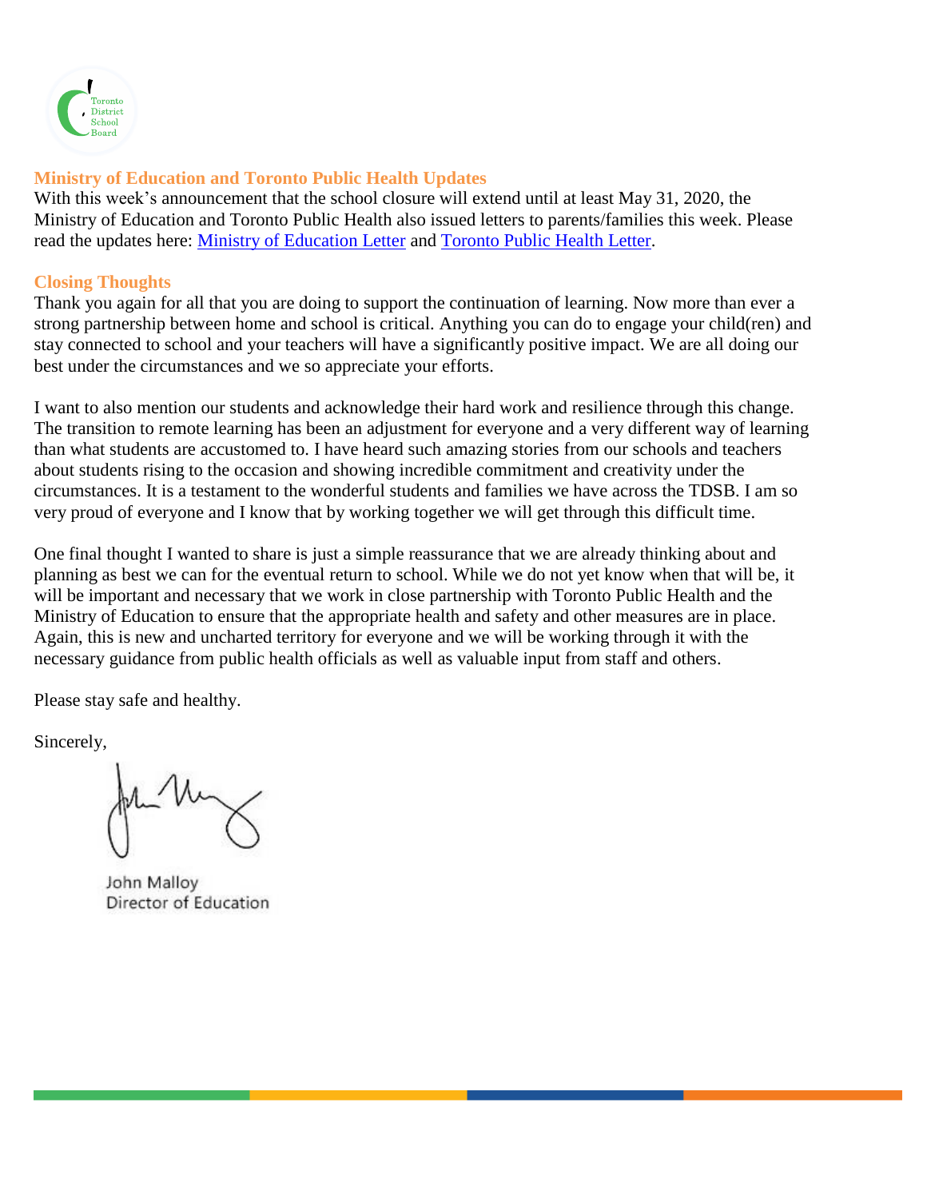## Ministry of Education and Toronto Public Health Updates

With this week's announcement that the school closure will extend until at least May 31, 2020, the Ministry of Education and Toronto Public Health also issued letters to parents/families this week. Please read the updates here: Ministry of Education Letter and Toronto Public Health Letter.

## Closing Thoughts

Thank you again for all that you are doing to support the continuation of learning. Now more than ever a strong partnership between home and school is critical. Anything you can do to engage your child(ren) and stay connected to school and your teachers will have a significantly positive impact. We are all doing our best under the circumstances and we so appreciate your efforts.

I want to also mention our students and acknowledge their hard work and resilience through this change. The transition to remote learning has been an adjustment for everyone and a very different way of learning than what students are accustomed to. I have heard such amazing stories from our schools and teachers about students rising to the occasion and showing incredible commitment and creativity under the circumstances. It is a testament to the wonderful students and families we have across the TDSB. I am so very proud of everyone and I know that by working together we will get through this difficult time.

One final thought I wanted to share is just a simple reassurance that we are already thinking about and planning as best we can for the eventual return to school. While we do not yet know when that will be, it will be important and necessary that we work in close partnership with Toronto Public Health and the Ministry of Education to ensure that the appropriate health and safety and other measures are in place. Again, this is new and uncharted territory for everyone and we will be working through it with the necessary guidance from public health officials as well as valuable input from staff and others.

Please stay safe and healthy.

Sincerely,

John Malloy
Director of Education